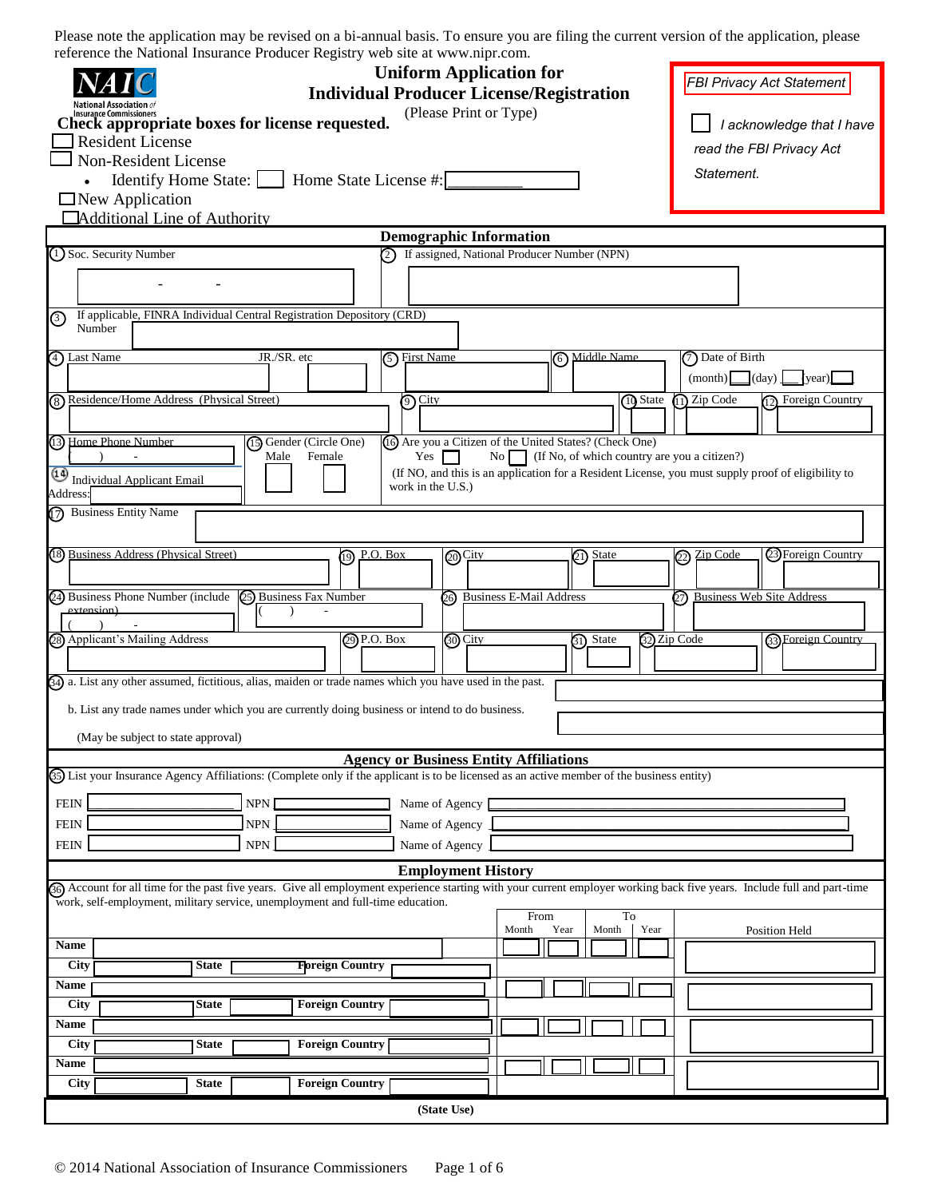Please note the application may be revised on a bi-annual basis. To ensure you are filing the current version of the application, please reference the National Insurance Producer Registry web site at www.nipr.com.

NAIC National Association of Insurance Commissioners

# Uniform Application for Individual Producer License/Registration

(Please Print or Type)

*FBI Privacy Act Statement*

☐ *I acknowledge that I have read the FBI Privacy Act Statement.*

**Check appropriate boxes for license requested.**

☐ Resident License

☐ Non-Resident License

- Identify Home State: ☐ Home State License #: __________

☐ New Application

☐ Additional Line of Authority

## Demographic Information

1. Soc. Security Number: - -
2. If assigned, National Producer Number (NPN)
3. If applicable, FINRA Individual Central Registration Depository (CRD) Number
4. Last Name — JR./SR. etc
5. First Name
6. Middle Name
7. Date of Birth (month) (day) (year)
8. Residence/Home Address (Physical Street)
9. City
10. State
11. Zip Code
12. Foreign Country
13. Home Phone Number ( ) -
14. Individual Applicant Email Address:
15. Gender (Circle One) Male Female
16. Are you a Citizen of the United States? (Check One) Yes ☐ No ☐ (If No, of which country are you a citizen?) (If NO, and this is an application for a Resident License, you must supply proof of eligibility to work in the U.S.)
17. Business Entity Name
18. Business Address (Physical Street)
19. P.O. Box
20. City
21. State
22. Zip Code
23. Foreign Country
24. Business Phone Number (include extension) ( ) -
25. Business Fax Number ( ) -
26. Business E-Mail Address
27. Business Web Site Address
28. Applicant's Mailing Address
29. P.O. Box
30. City
31. State
32. Zip Code
33. Foreign Country
34. a. List any other assumed, fictitious, alias, maiden or trade names which you have used in the past.

    b. List any trade names under which you are currently doing business or intend to do business.

    (May be subject to state approval)

## Agency or Business Entity Affiliations

35. List your Insurance Agency Affiliations: (Complete only if the applicant is to be licensed as an active member of the business entity)

| FEIN | NPN | Name of Agency |
|---|---|---|
| | | |
| | | |
| | | |

## Employment History

36. Account for all time for the past five years. Give all employment experience starting with your current employer working back five years. Include full and part-time work, self-employment, military service, unemployment and full-time education.

| | From Month | From Year | To Month | To Year | Position Held |
|---|---|---|---|---|---|
| **Name** | | | | | |
| **City** **State** **Foreign Country** | | | | | |
| **Name** | | | | | |
| **City** **State** **Foreign Country** | | | | | |
| **Name** | | | | | |
| **City** **State** **Foreign Country** | | | | | |
| **Name** | | | | | |
| **City** **State** **Foreign Country** | | | | | |

**(State Use)**

© 2014 National Association of Insurance Commissioners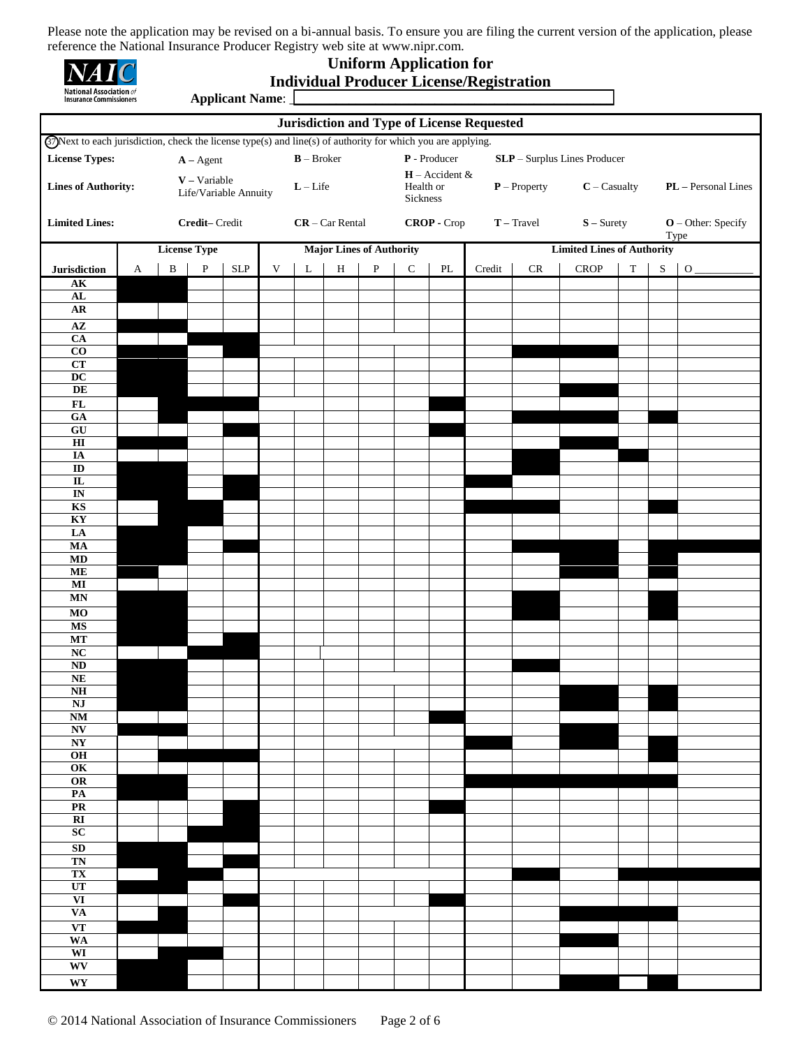Please note the application may be revised on a bi-annual basis. To ensure you are filing the current version of the application, please reference the National Insurance Producer Registry web site at www.nipr.com.

NAIC National Association of Insurance Commissioners

# Uniform Application for Individual Producer License/Registration

**Applicant Name**: ____________________________________________

## Jurisdiction and Type of License Requested

(37) Next to each jurisdiction, check the license type(s) and line(s) of authority for which you are applying.

**License Types:** **A** – Agent **B** – Broker **P** - Producer **SLP** – Surplus Lines Producer

**Lines of Authority:** **V** – Variable Life/Variable Annuity **L** – Life **H** – Accident & Health or Sickness **P** – Property **C** – Casualty **PL** – Personal Lines

**Limited Lines:** **Credit**– Credit **CR** – Car Rental **CROP** - Crop **T** – Travel **S** – Surety **O** – Other: Specify Type

| | License Type | | | | Major Lines of Authority | | | | | | Limited Lines of Authority | | | | | |
|---|---|---|---|---|---|---|---|---|---|---|---|---|---|---|---|---|
| **Jurisdiction** | A | B | P | SLP | V | L | H | P | C | PL | Credit | CR | CROP | T | S | O ___________ |
| **AK** | | | | | | | | | | | | | | | | |
| **AL** | | | | | | | | | | | | | | | | |
| **AR** | | | | | | | | | | | | | | | | |
| **AZ** | | | | | | | | | | | | | | | | |
| **CA** | | | | | | | | | | | | | | | | |
| **CO** | | | | | | | | | | | | | | | | |
| **CT** | | | | | | | | | | | | | | | | |
| **DC** | | | | | | | | | | | | | | | | |
| **DE** | | | | | | | | | | | | | | | | |
| **FL** | | | | | | | | | | | | | | | | |
| **GA** | | | | | | | | | | | | | | | | |
| **GU** | | | | | | | | | | | | | | | | |
| **HI** | | | | | | | | | | | | | | | | |
| **IA** | | | | | | | | | | | | | | | | |
| **ID** | | | | | | | | | | | | | | | | |
| **IL** | | | | | | | | | | | | | | | | |
| **IN** | | | | | | | | | | | | | | | | |
| **KS** | | | | | | | | | | | | | | | | |
| **KY** | | | | | | | | | | | | | | | | |
| **LA** | | | | | | | | | | | | | | | | |
| **MA** | | | | | | | | | | | | | | | | |
| **MD** | | | | | | | | | | | | | | | | |
| **ME** | | | | | | | | | | | | | | | | |
| **MI** | | | | | | | | | | | | | | | | |
| **MN** | | | | | | | | | | | | | | | | |
| **MO** | | | | | | | | | | | | | | | | |
| **MS** | | | | | | | | | | | | | | | | |
| **MT** | | | | | | | | | | | | | | | | |
| **NC** | | | | | | | | | | | | | | | | |
| **ND** | | | | | | | | | | | | | | | | |
| **NE** | | | | | | | | | | | | | | | | |
| **NH** | | | | | | | | | | | | | | | | |
| **NJ** | | | | | | | | | | | | | | | | |
| **NM** | | | | | | | | | | | | | | | | |
| **NV** | | | | | | | | | | | | | | | | |
| **NY** | | | | | | | | | | | | | | | | |
| **OH** | | | | | | | | | | | | | | | | |
| **OK** | | | | | | | | | | | | | | | | |
| **OR** | | | | | | | | | | | | | | | | |
| **PA** | | | | | | | | | | | | | | | | |
| **PR** | | | | | | | | | | | | | | | | |
| **RI** | | | | | | | | | | | | | | | | |
| **SC** | | | | | | | | | | | | | | | | |
| **SD** | | | | | | | | | | | | | | | | |
| **TN** | | | | | | | | | | | | | | | | |
| **TX** | | | | | | | | | | | | | | | | |
| **UT** | | | | | | | | | | | | | | | | |
| **VI** | | | | | | | | | | | | | | | | |
| **VA** | | | | | | | | | | | | | | | | |
| **VT** | | | | | | | | | | | | | | | | |
| **WA** | | | | | | | | | | | | | | | | |
| **WI** | | | | | | | | | | | | | | | | |
| **WV** | | | | | | | | | | | | | | | | |
| **WY** | | | | | | | | | | | | | | | | |

© 2014 National Association of Insurance Commissioners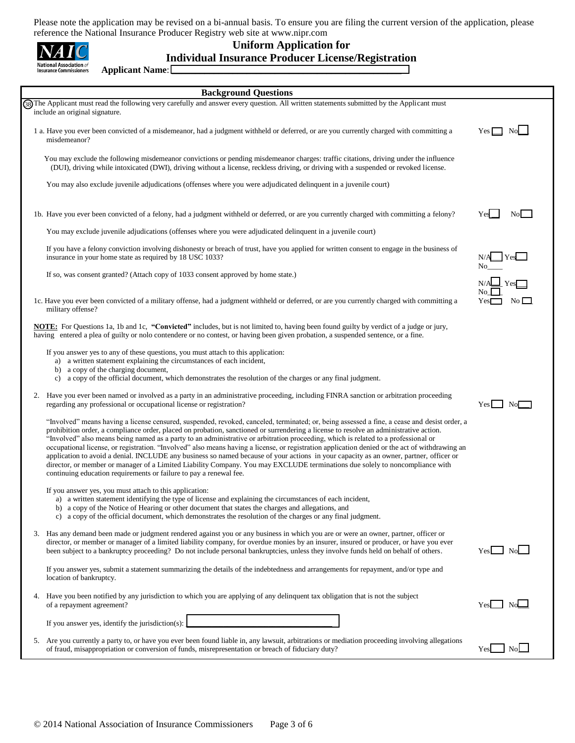Please note the application may be revised on a bi-annual basis. To ensure you are filing the current version of the application, please reference the National Insurance Producer Registry web site at www.nipr.com

# Uniform Application for Individual Insurance Producer License/Registration

**Applicant Name**: ____________________

## Background Questions

(38) The Applicant must read the following very carefully and answer every question. All written statements submitted by the Applicant must include an original signature.

1 a. Have you ever been convicted of a misdemeanor, had a judgment withheld or deferred, or are you currently charged with committing a misdemeanor? Yes ☐ No ☐

You may exclude the following misdemeanor convictions or pending misdemeanor charges: traffic citations, driving under the influence (DUI), driving while intoxicated (DWI), driving without a license, reckless driving, or driving with a suspended or revoked license.

You may also exclude juvenile adjudications (offenses where you were adjudicated delinquent in a juvenile court)

1b. Have you ever been convicted of a felony, had a judgment withheld or deferred, or are you currently charged with committing a felony? Yes ☐ No ☐

You may exclude juvenile adjudications (offenses where you were adjudicated delinquent in a juvenile court)

If you have a felony conviction involving dishonesty or breach of trust, have you applied for written consent to engage in the business of insurance in your home state as required by 18 USC 1033? N/A ☐ Yes ☐ No____

If so, was consent granted? (Attach copy of 1033 consent approved by home state.) N/A ☐ Yes ☐ No ☐

1c. Have you ever been convicted of a military offense, had a judgment withheld or deferred, or are you currently charged with committing a military offense? Yes ☐ No ☐

**NOTE:** For Questions 1a, 1b and 1c, **"Convicted"** includes, but is not limited to, having been found guilty by verdict of a judge or jury, having entered a plea of guilty or nolo contendere or no contest, or having been given probation, a suspended sentence, or a fine.

If you answer yes to any of these questions, you must attach to this application:

a) a written statement explaining the circumstances of each incident,
b) a copy of the charging document,
c) a copy of the official document, which demonstrates the resolution of the charges or any final judgment.

2. Have you ever been named or involved as a party in an administrative proceeding, including FINRA sanction or arbitration proceeding regarding any professional or occupational license or registration? Yes ☐ No ☐

"Involved" means having a license censured, suspended, revoked, canceled, terminated; or, being assessed a fine, a cease and desist order, a prohibition order, a compliance order, placed on probation, sanctioned or surrendering a license to resolve an administrative action. "Involved" also means being named as a party to an administrative or arbitration proceeding, which is related to a professional or occupational license, or registration. "Involved" also means having a license, or registration application denied or the act of withdrawing an application to avoid a denial. INCLUDE any business so named because of your actions in your capacity as an owner, partner, officer or director, or member or manager of a Limited Liability Company. You may EXCLUDE terminations due solely to noncompliance with continuing education requirements or failure to pay a renewal fee.

If you answer yes, you must attach to this application:

a) a written statement identifying the type of license and explaining the circumstances of each incident,
b) a copy of the Notice of Hearing or other document that states the charges and allegations, and
c) a copy of the official document, which demonstrates the resolution of the charges or any final judgment.

3. Has any demand been made or judgment rendered against you or any business in which you are or were an owner, partner, officer or director, or member or manager of a limited liability company, for overdue monies by an insurer, insured or producer, or have you ever been subject to a bankruptcy proceeding? Do not include personal bankruptcies, unless they involve funds held on behalf of others. Yes ☐ No ☐

If you answer yes, submit a statement summarizing the details of the indebtedness and arrangements for repayment, and/or type and location of bankruptcy.

4. Have you been notified by any jurisdiction to which you are applying of any delinquent tax obligation that is not the subject of a repayment agreement? Yes ☐ No ☐

If you answer yes, identify the jurisdiction(s): ____________________

5. Are you currently a party to, or have you ever been found liable in, any lawsuit, arbitrations or mediation proceeding involving allegations of fraud, misappropriation or conversion of funds, misrepresentation or breach of fiduciary duty? Yes ☐ No ☐

© 2014 National Association of Insurance Commissioners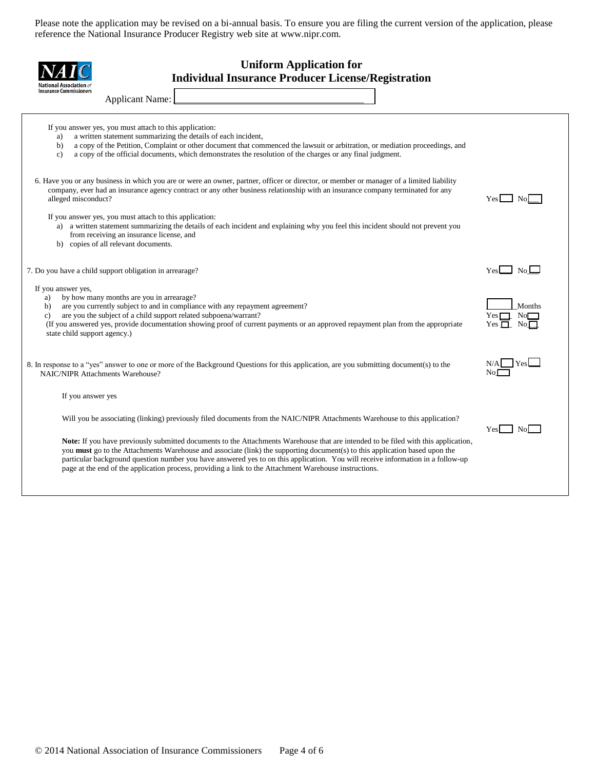Please note the application may be revised on a bi-annual basis. To ensure you are filing the current version of the application, please reference the National Insurance Producer Registry web site at www.nipr.com.

# Uniform Application for Individual Insurance Producer License/Registration

Applicant Name: ______________________________

If you answer yes, you must attach to this application:

a) a written statement summarizing the details of each incident,
b) a copy of the Petition, Complaint or other document that commenced the lawsuit or arbitration, or mediation proceedings, and
c) a copy of the official documents, which demonstrates the resolution of the charges or any final judgment.

6. Have you or any business in which you are or were an owner, partner, officer or director, or member or manager of a limited liability company, ever had an insurance agency contract or any other business relationship with an insurance company terminated for any alleged misconduct? Yes ☐ No ☐

If you answer yes, you must attach to this application:

a) a written statement summarizing the details of each incident and explaining why you feel this incident should not prevent you from receiving an insurance license, and
b) copies of all relevant documents.

7. Do you have a child support obligation in arrearage? Yes ☐ No ☐

If you answer yes,

a) by how many months are you in arrearage? ______ Months
b) are you currently subject to and in compliance with any repayment agreement? Yes ☐ No ☐
c) are you the subject of a child support related subpoena/warrant? Yes ☐ No ☐

(If you answered yes, provide documentation showing proof of current payments or an approved repayment plan from the appropriate state child support agency.)

8. In response to a "yes" answer to one or more of the Background Questions for this application, are you submitting document(s) to the NAIC/NIPR Attachments Warehouse? N/A ☐ Yes ☐ No ☐

If you answer yes

Will you be associating (linking) previously filed documents from the NAIC/NIPR Attachments Warehouse to this application? Yes ☐ No ☐

**Note:** If you have previously submitted documents to the Attachments Warehouse that are intended to be filed with this application, you **must** go to the Attachments Warehouse and associate (link) the supporting document(s) to this application based upon the particular background question number you have answered yes to on this application. You will receive information in a follow-up page at the end of the application process, providing a link to the Attachment Warehouse instructions.

© 2014 National Association of Insurance Commissioners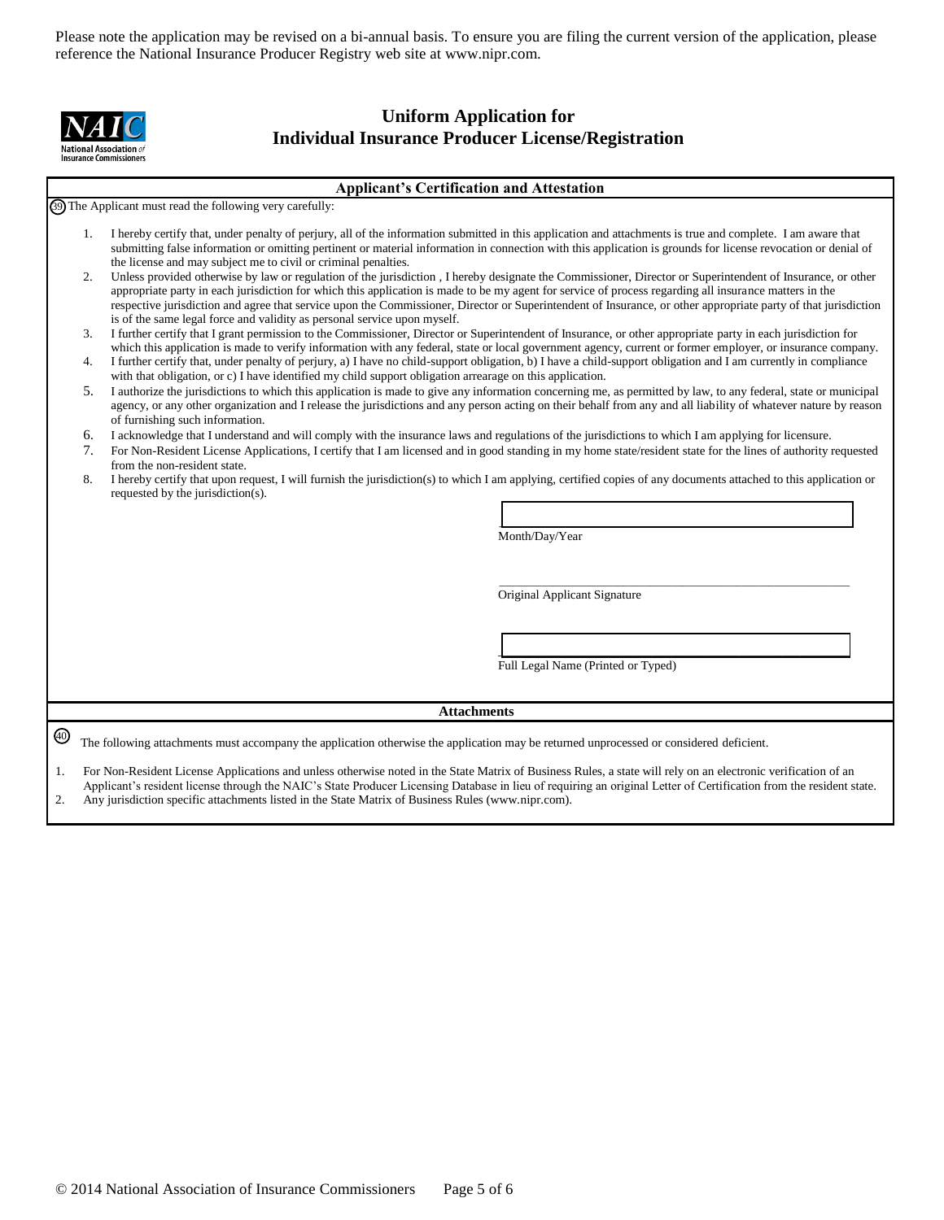Please note the application may be revised on a bi-annual basis. To ensure you are filing the current version of the application, please reference the National Insurance Producer Registry web site at www.nipr.com.

# Uniform Application for Individual Insurance Producer License/Registration

## Applicant's Certification and Attestation

(39) The Applicant must read the following very carefully:

1. I hereby certify that, under penalty of perjury, all of the information submitted in this application and attachments is true and complete. I am aware that submitting false information or omitting pertinent or material information in connection with this application is grounds for license revocation or denial of the license and may subject me to civil or criminal penalties.
2. Unless provided otherwise by law or regulation of the jurisdiction , I hereby designate the Commissioner, Director or Superintendent of Insurance, or other appropriate party in each jurisdiction for which this application is made to be my agent for service of process regarding all insurance matters in the respective jurisdiction and agree that service upon the Commissioner, Director or Superintendent of Insurance, or other appropriate party of that jurisdiction is of the same legal force and validity as personal service upon myself.
3. I further certify that I grant permission to the Commissioner, Director or Superintendent of Insurance, or other appropriate party in each jurisdiction for which this application is made to verify information with any federal, state or local government agency, current or former employer, or insurance company.
4. I further certify that, under penalty of perjury, a) I have no child-support obligation, b) I have a child-support obligation and I am currently in compliance with that obligation, or c) I have identified my child support obligation arrearage on this application.
5. I authorize the jurisdictions to which this application is made to give any information concerning me, as permitted by law, to any federal, state or municipal agency, or any other organization and I release the jurisdictions and any person acting on their behalf from any and all liability of whatever nature by reason of furnishing such information.
6. I acknowledge that I understand and will comply with the insurance laws and regulations of the jurisdictions to which I am applying for licensure.
7. For Non-Resident License Applications, I certify that I am licensed and in good standing in my home state/resident state for the lines of authority requested from the non-resident state.
8. I hereby certify that upon request, I will furnish the jurisdiction(s) to which I am applying, certified copies of any documents attached to this application or requested by the jurisdiction(s).

______________________________
Month/Day/Year

______________________________
Original Applicant Signature

______________________________
Full Legal Name (Printed or Typed)

## Attachments

(40) The following attachments must accompany the application otherwise the application may be returned unprocessed or considered deficient.

1. For Non-Resident License Applications and unless otherwise noted in the State Matrix of Business Rules, a state will rely on an electronic verification of an Applicant's resident license through the NAIC's State Producer Licensing Database in lieu of requiring an original Letter of Certification from the resident state.
2. Any jurisdiction specific attachments listed in the State Matrix of Business Rules (www.nipr.com).

© 2014 National Association of Insurance Commissioners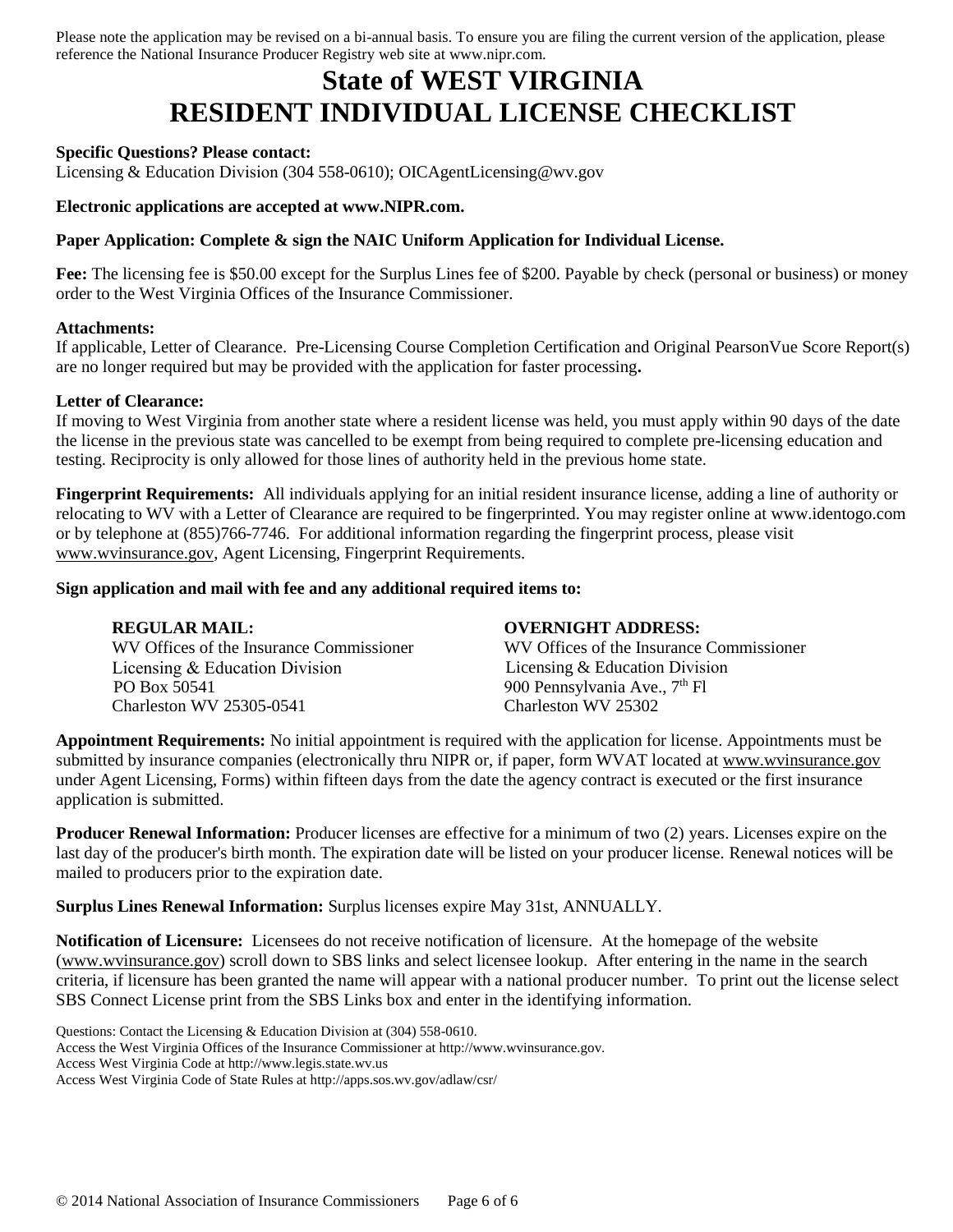Please note the application may be revised on a bi-annual basis. To ensure you are filing the current version of the application, please reference the National Insurance Producer Registry web site at www.nipr.com.

# State of WEST VIRGINIA
# RESIDENT INDIVIDUAL LICENSE CHECKLIST

**Specific Questions? Please contact:**
Licensing & Education Division (304 558-0610); OICAgentLicensing@wv.gov

**Electronic applications are accepted at www.NIPR.com.**

**Paper Application: Complete & sign the NAIC Uniform Application for Individual License.**

**Fee:** The licensing fee is $50.00 except for the Surplus Lines fee of $200. Payable by check (personal or business) or money order to the West Virginia Offices of the Insurance Commissioner.

**Attachments:**
If applicable, Letter of Clearance. Pre-Licensing Course Completion Certification and Original PearsonVue Score Report(s) are no longer required but may be provided with the application for faster processing**.**

**Letter of Clearance:**
If moving to West Virginia from another state where a resident license was held, you must apply within 90 days of the date the license in the previous state was cancelled to be exempt from being required to complete pre-licensing education and testing. Reciprocity is only allowed for those lines of authority held in the previous home state.

**Fingerprint Requirements:** All individuals applying for an initial resident insurance license, adding a line of authority or relocating to WV with a Letter of Clearance are required to be fingerprinted. You may register online at www.identogo.com or by telephone at (855)766-7746. For additional information regarding the fingerprint process, please visit www.wvinsurance.gov, Agent Licensing, Fingerprint Requirements.

**Sign application and mail with fee and any additional required items to:**

**REGULAR MAIL:**
WV Offices of the Insurance Commissioner
Licensing & Education Division
PO Box 50541
Charleston WV 25305-0541

**OVERNIGHT ADDRESS:**
WV Offices of the Insurance Commissioner
Licensing & Education Division
900 Pennsylvania Ave., 7th Fl
Charleston WV 25302

**Appointment Requirements:** No initial appointment is required with the application for license. Appointments must be submitted by insurance companies (electronically thru NIPR or, if paper, form WVAT located at www.wvinsurance.gov under Agent Licensing, Forms) within fifteen days from the date the agency contract is executed or the first insurance application is submitted.

**Producer Renewal Information:** Producer licenses are effective for a minimum of two (2) years. Licenses expire on the last day of the producer's birth month. The expiration date will be listed on your producer license. Renewal notices will be mailed to producers prior to the expiration date.

**Surplus Lines Renewal Information:** Surplus licenses expire May 31st, ANNUALLY.

**Notification of Licensure:** Licensees do not receive notification of licensure. At the homepage of the website (www.wvinsurance.gov) scroll down to SBS links and select licensee lookup. After entering in the name in the search criteria, if licensure has been granted the name will appear with a national producer number. To print out the license select SBS Connect License print from the SBS Links box and enter in the identifying information.

Questions: Contact the Licensing & Education Division at (304) 558-0610.
Access the West Virginia Offices of the Insurance Commissioner at http://www.wvinsurance.gov.
Access West Virginia Code at http://www.legis.state.wv.us
Access West Virginia Code of State Rules at http://apps.sos.wv.gov/adlaw/csr/

© 2014 National Association of Insurance Commissioners